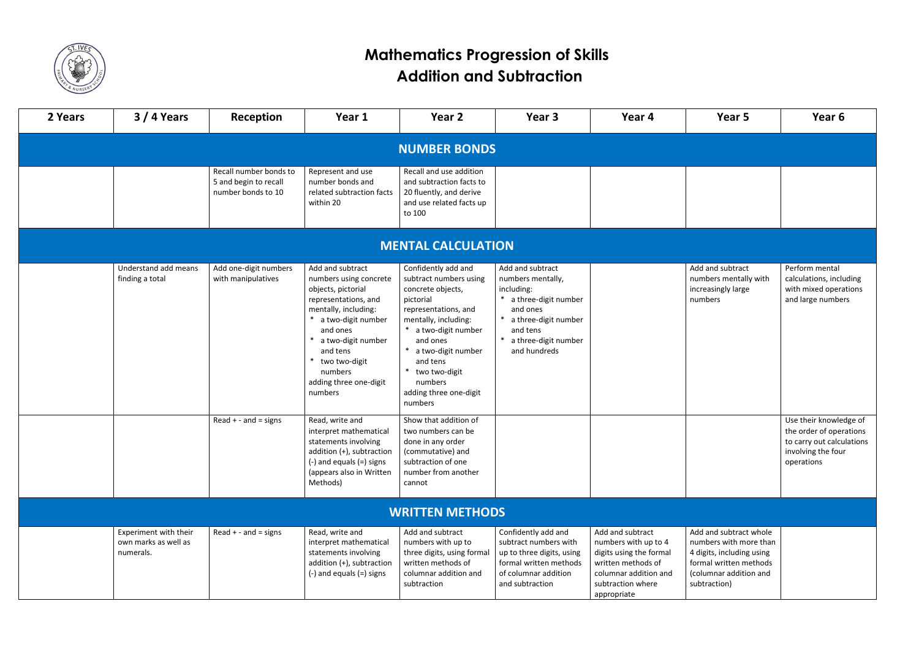# Mathematics Progression of Skills
## Addition and Subtraction

| 2 Years | 3 / 4 Years | Reception | Year 1 | Year 2 | Year 3 | Year 4 | Year 5 | Year 6 |
|---|---|---|---|---|---|---|---|---|
| **NUMBER BONDS** | | | | | | | | |
| | | Recall number bonds to 5 and begin to recall number bonds to 10 | Represent and use number bonds and related subtraction facts within 20 | Recall and use addition and subtraction facts to 20 fluently, and derive and use related facts up to 100 | | | | |
| **MENTAL CALCULATION** | | | | | | | | |
| | Understand add means finding a total | Add one-digit numbers with manipulatives | Add and subtract numbers using concrete objects, pictorial representations, and mentally, including: * a two-digit number and ones * a two-digit number and tens * two two-digit numbers adding three one-digit numbers | Confidently add and subtract numbers using concrete objects, pictorial representations, and mentally, including: * a two-digit number and ones * a two-digit number and tens * two two-digit numbers adding three one-digit numbers | Add and subtract numbers mentally, including: * a three-digit number and ones * a three-digit number and tens * a three-digit number and hundreds | | Add and subtract numbers mentally with increasingly large numbers | Perform mental calculations, including with mixed operations and large numbers |
| | | Read + - and = signs | Read, write and interpret mathematical statements involving addition (+), subtraction (-) and equals (=) signs (appears also in Written Methods) | Show that addition of two numbers can be done in any order (commutative) and subtraction of one number from another cannot | | | | Use their knowledge of the order of operations to carry out calculations involving the four operations |
| **WRITTEN METHODS** | | | | | | | | |
| | Experiment with their own marks as well as numerals. | Read + - and = signs | Read, write and interpret mathematical statements involving addition (+), subtraction (-) and equals (=) signs | Add and subtract numbers with up to three digits, using formal written methods of columnar addition and subtraction | Confidently add and subtract numbers with up to three digits, using formal written methods of columnar addition and subtraction | Add and subtract numbers with up to 4 digits using the formal written methods of columnar addition and subtraction where appropriate | Add and subtract whole numbers with more than 4 digits, including using formal written methods (columnar addition and subtraction) | |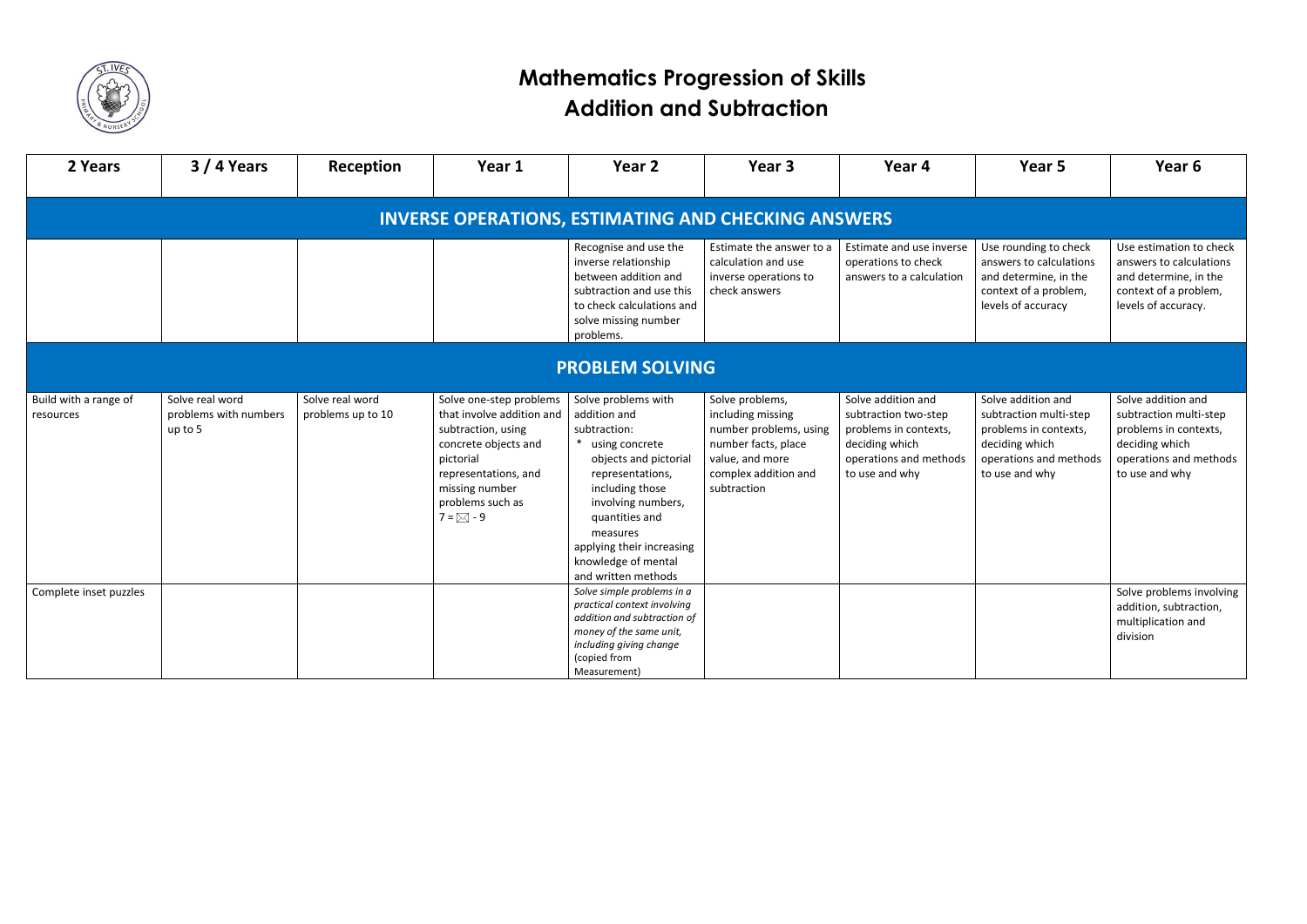# Mathematics Progression of Skills
## Addition and Subtraction

| 2 Years | 3 / 4 Years | Reception | Year 1 | Year 2 | Year 3 | Year 4 | Year 5 | Year 6 |
|---|---|---|---|---|---|---|---|---|
| **INVERSE OPERATIONS, ESTIMATING AND CHECKING ANSWERS** | | | | | | | | |
| | | | | Recognise and use the inverse relationship between addition and subtraction and use this to check calculations and solve missing number problems. | Estimate the answer to a calculation and use inverse operations to check answers | Estimate and use inverse operations to check answers to a calculation | Use rounding to check answers to calculations and determine, in the context of a problem, levels of accuracy | Use estimation to check answers to calculations and determine, in the context of a problem, levels of accuracy. |
| **PROBLEM SOLVING** | | | | | | | | |
| Build with a range of resources | Solve real word problems with numbers up to 5 | Solve real word problems up to 10 | Solve one-step problems that involve addition and subtraction, using concrete objects and pictorial representations, and missing number problems such as 7 = ☒ - 9 | Solve problems with addition and subtraction:<br>* using concrete objects and pictorial representations, including those involving numbers, quantities and measures<br>applying their increasing knowledge of mental and written methods | Solve problems, including missing number problems, using number facts, place value, and more complex addition and subtraction | Solve addition and subtraction two-step problems in contexts, deciding which operations and methods to use and why | Solve addition and subtraction multi-step problems in contexts, deciding which operations and methods to use and why | Solve addition and subtraction multi-step problems in contexts, deciding which operations and methods to use and why |
| Complete inset puzzles | | | | *Solve simple problems in a practical context involving addition and subtraction of money of the same unit, including giving change* (copied from Measurement) | | | | Solve problems involving addition, subtraction, multiplication and division |